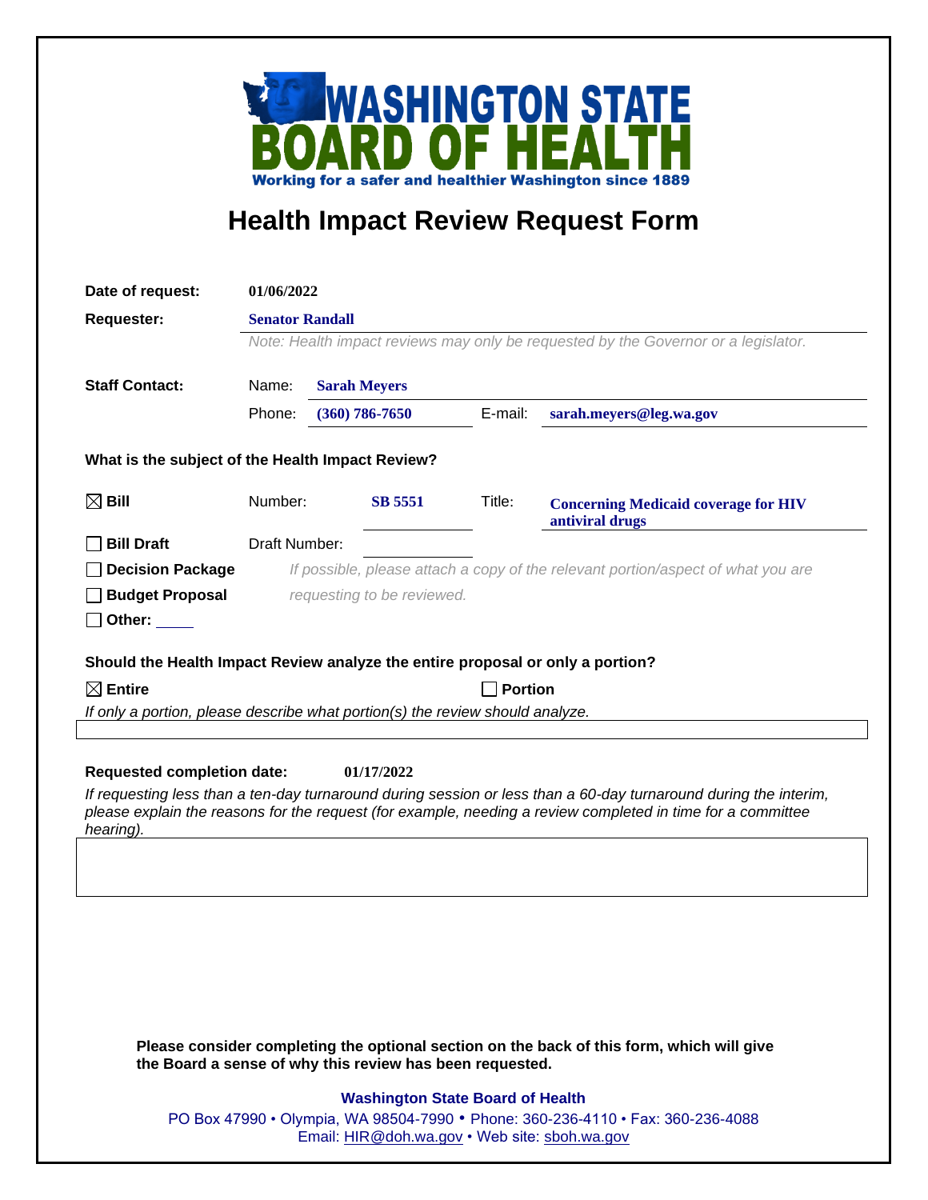# WASHINGTON STATE BOARD OF HEALTH

Working for a safer and healthier Washington since 1889

## Health Impact Review Request Form

**Date of request:** 01/06/2022

**Requester:** Senator Randall

*Note: Health impact reviews may only be requested by the Governor or a legislator.*

**Staff Contact:**

Name: Sarah Meyers

Phone: (360) 786-7650 E-mail: sarah.meyers@leg.wa.gov

**What is the subject of the Health Impact Review?**

☒ **Bill** Number: SB 5551 Title: Concerning Medicaid coverage for HIV antiviral drugs

☐ **Bill Draft** Draft Number:

☐ **Decision Package** *If possible, please attach a copy of the relevant portion/aspect of what you are requesting to be reviewed.*

☐ **Budget Proposal**

☐ **Other:**

**Should the Health Impact Review analyze the entire proposal or only a portion?**

☒ **Entire** ☐ **Portion**

*If only a portion, please describe what portion(s) the review should analyze.*

**Requested completion date:** 01/17/2022

*If requesting less than a ten-day turnaround during session or less than a 60-day turnaround during the interim, please explain the reasons for the request (for example, needing a review completed in time for a committee hearing).*

**Please consider completing the optional section on the back of this form, which will give the Board a sense of why this review has been requested.**

**Washington State Board of Health**

PO Box 47990 • Olympia, WA 98504-7990 • Phone: 360-236-4110 • Fax: 360-236-4088

Email: HIR@doh.wa.gov • Web site: sboh.wa.gov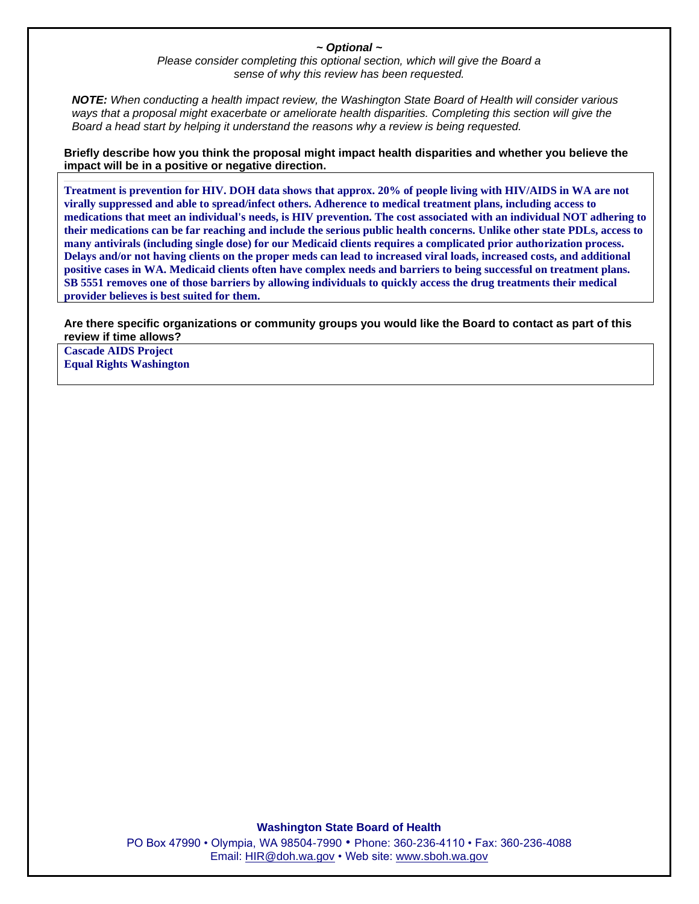***~ Optional ~***

*Please consider completing this optional section, which will give the Board a sense of why this review has been requested.*

***NOTE:*** *When conducting a health impact review, the Washington State Board of Health will consider various ways that a proposal might exacerbate or ameliorate health disparities. Completing this section will give the Board a head start by helping it understand the reasons why a review is being requested.*

**Briefly describe how you think the proposal might impact health disparities and whether you believe the impact will be in a positive or negative direction.**

**Treatment is prevention for HIV. DOH data shows that approx. 20% of people living with HIV/AIDS in WA are not virally suppressed and able to spread/infect others. Adherence to medical treatment plans, including access to medications that meet an individual's needs, is HIV prevention. The cost associated with an individual NOT adhering to their medications can be far reaching and include the serious public health concerns. Unlike other state PDLs, access to many antivirals (including single dose) for our Medicaid clients requires a complicated prior authorization process. Delays and/or not having clients on the proper meds can lead to increased viral loads, increased costs, and additional positive cases in WA. Medicaid clients often have complex needs and barriers to being successful on treatment plans. SB 5551 removes one of those barriers by allowing individuals to quickly access the drug treatments their medical provider believes is best suited for them.**

**Are there specific organizations or community groups you would like the Board to contact as part of this review if time allows?**

**Cascade AIDS Project**
**Equal Rights Washington**

**Washington State Board of Health**

PO Box 47990 • Olympia, WA 98504-7990 • Phone: 360-236-4110 • Fax: 360-236-4088
Email: HIR@doh.wa.gov • Web site: www.sboh.wa.gov